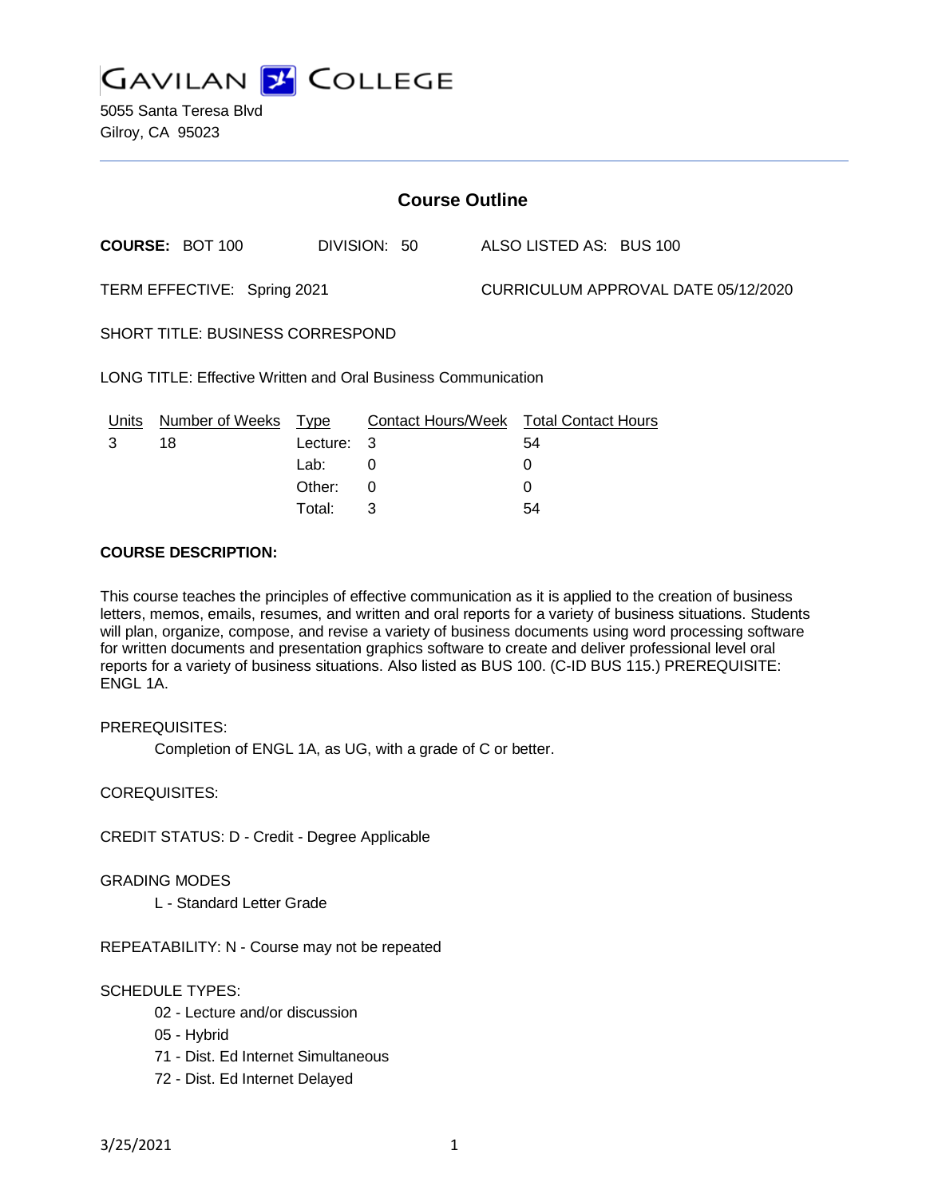# GAVILAN COLLEGE

5055 Santa Teresa Blvd
Gilroy, CA 95023

## Course Outline

**COURSE:** BOT 100 DIVISION: 50 ALSO LISTED AS: BUS 100

TERM EFFECTIVE: Spring 2021 CURRICULUM APPROVAL DATE 05/12/2020

SHORT TITLE: BUSINESS CORRESPOND

LONG TITLE: Effective Written and Oral Business Communication

| Units | Number of Weeks | Type | Contact Hours/Week | Total Contact Hours |
|---|---|---|---|---|
| 3 | 18 | Lecture: | 3 | 54 |
| | | Lab: | 0 | 0 |
| | | Other: | 0 | 0 |
| | | Total: | 3 | 54 |

**COURSE DESCRIPTION:**

This course teaches the principles of effective communication as it is applied to the creation of business letters, memos, emails, resumes, and written and oral reports for a variety of business situations. Students will plan, organize, compose, and revise a variety of business documents using word processing software for written documents and presentation graphics software to create and deliver professional level oral reports for a variety of business situations. Also listed as BUS 100. (C-ID BUS 115.) PREREQUISITE: ENGL 1A.

PREREQUISITES:

Completion of ENGL 1A, as UG, with a grade of C or better.

COREQUISITES:

CREDIT STATUS: D - Credit - Degree Applicable

GRADING MODES

L - Standard Letter Grade

REPEATABILITY: N - Course may not be repeated

SCHEDULE TYPES:

02 - Lecture and/or discussion

05 - Hybrid

71 - Dist. Ed Internet Simultaneous

72 - Dist. Ed Internet Delayed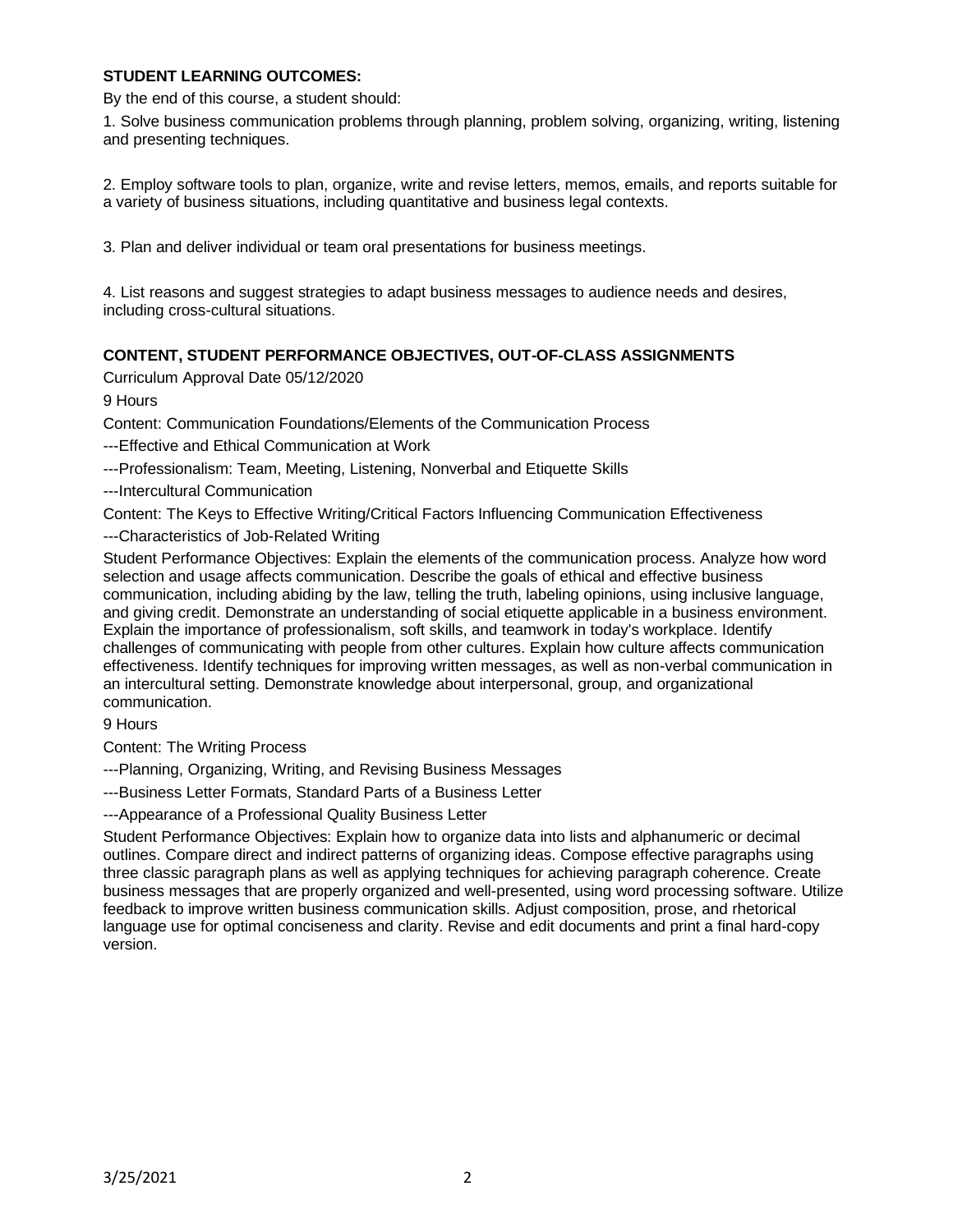**STUDENT LEARNING OUTCOMES:**

By the end of this course, a student should:

1. Solve business communication problems through planning, problem solving, organizing, writing, listening and presenting techniques.

2. Employ software tools to plan, organize, write and revise letters, memos, emails, and reports suitable for a variety of business situations, including quantitative and business legal contexts.

3. Plan and deliver individual or team oral presentations for business meetings.

4. List reasons and suggest strategies to adapt business messages to audience needs and desires, including cross-cultural situations.

**CONTENT, STUDENT PERFORMANCE OBJECTIVES, OUT-OF-CLASS ASSIGNMENTS**

Curriculum Approval Date 05/12/2020

9 Hours

Content: Communication Foundations/Elements of the Communication Process

---Effective and Ethical Communication at Work

---Professionalism: Team, Meeting, Listening, Nonverbal and Etiquette Skills

---Intercultural Communication

Content: The Keys to Effective Writing/Critical Factors Influencing Communication Effectiveness

---Characteristics of Job-Related Writing

Student Performance Objectives: Explain the elements of the communication process. Analyze how word selection and usage affects communication. Describe the goals of ethical and effective business communication, including abiding by the law, telling the truth, labeling opinions, using inclusive language, and giving credit. Demonstrate an understanding of social etiquette applicable in a business environment. Explain the importance of professionalism, soft skills, and teamwork in today's workplace. Identify challenges of communicating with people from other cultures. Explain how culture affects communication effectiveness. Identify techniques for improving written messages, as well as non-verbal communication in an intercultural setting. Demonstrate knowledge about interpersonal, group, and organizational communication.

9 Hours

Content: The Writing Process

---Planning, Organizing, Writing, and Revising Business Messages

---Business Letter Formats, Standard Parts of a Business Letter

---Appearance of a Professional Quality Business Letter

Student Performance Objectives: Explain how to organize data into lists and alphanumeric or decimal outlines. Compare direct and indirect patterns of organizing ideas. Compose effective paragraphs using three classic paragraph plans as well as applying techniques for achieving paragraph coherence. Create business messages that are properly organized and well-presented, using word processing software. Utilize feedback to improve written business communication skills. Adjust composition, prose, and rhetorical language use for optimal conciseness and clarity. Revise and edit documents and print a final hard-copy version.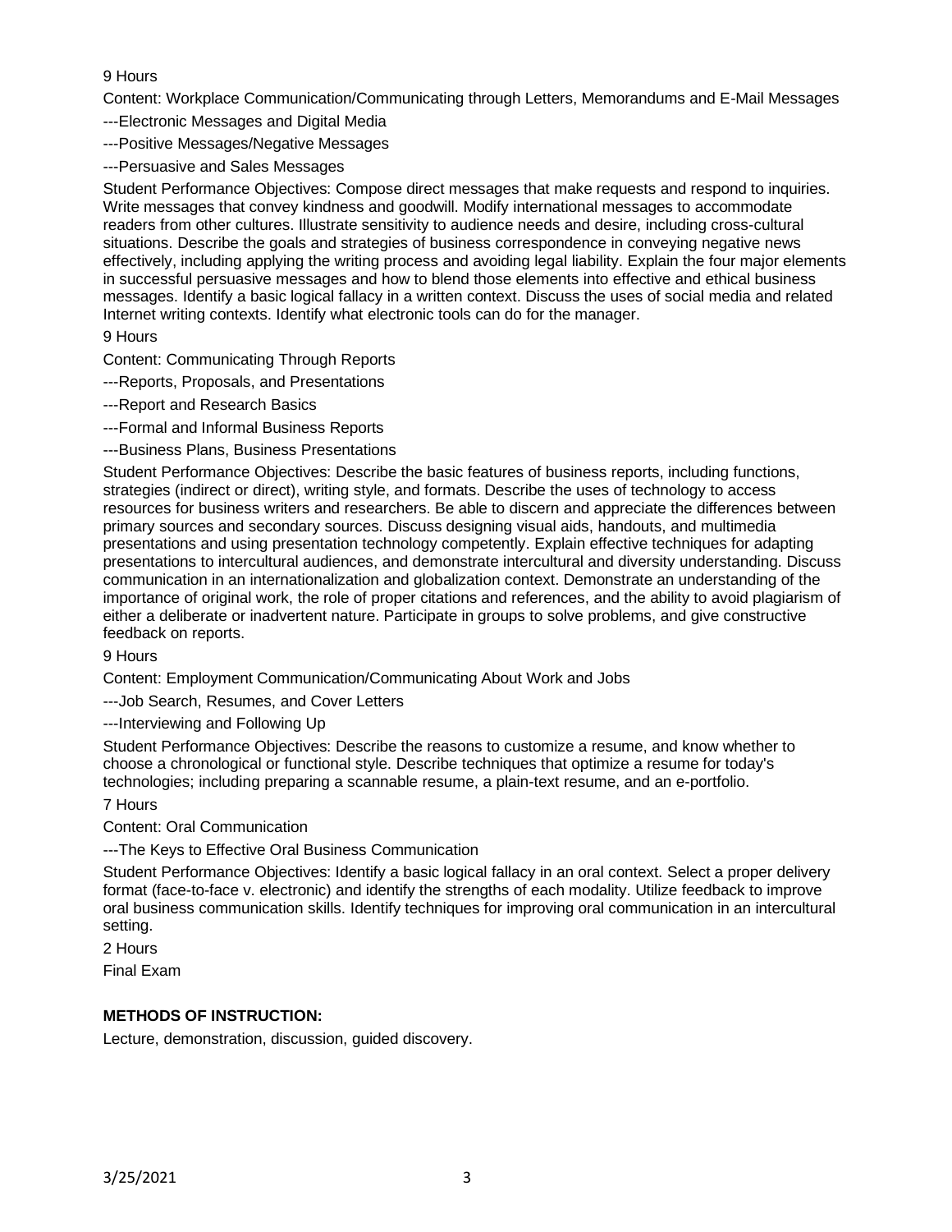9 Hours

Content: Workplace Communication/Communicating through Letters, Memorandums and E-Mail Messages

---Electronic Messages and Digital Media

---Positive Messages/Negative Messages

---Persuasive and Sales Messages

Student Performance Objectives: Compose direct messages that make requests and respond to inquiries. Write messages that convey kindness and goodwill. Modify international messages to accommodate readers from other cultures. Illustrate sensitivity to audience needs and desire, including cross-cultural situations. Describe the goals and strategies of business correspondence in conveying negative news effectively, including applying the writing process and avoiding legal liability. Explain the four major elements in successful persuasive messages and how to blend those elements into effective and ethical business messages. Identify a basic logical fallacy in a written context. Discuss the uses of social media and related Internet writing contexts. Identify what electronic tools can do for the manager.

9 Hours

Content: Communicating Through Reports

---Reports, Proposals, and Presentations

---Report and Research Basics

---Formal and Informal Business Reports

---Business Plans, Business Presentations

Student Performance Objectives: Describe the basic features of business reports, including functions, strategies (indirect or direct), writing style, and formats. Describe the uses of technology to access resources for business writers and researchers. Be able to discern and appreciate the differences between primary sources and secondary sources. Discuss designing visual aids, handouts, and multimedia presentations and using presentation technology competently. Explain effective techniques for adapting presentations to intercultural audiences, and demonstrate intercultural and diversity understanding. Discuss communication in an internationalization and globalization context. Demonstrate an understanding of the importance of original work, the role of proper citations and references, and the ability to avoid plagiarism of either a deliberate or inadvertent nature. Participate in groups to solve problems, and give constructive feedback on reports.

9 Hours

Content: Employment Communication/Communicating About Work and Jobs

---Job Search, Resumes, and Cover Letters

---Interviewing and Following Up

Student Performance Objectives: Describe the reasons to customize a resume, and know whether to choose a chronological or functional style. Describe techniques that optimize a resume for today's technologies; including preparing a scannable resume, a plain-text resume, and an e-portfolio.

7 Hours

Content: Oral Communication

---The Keys to Effective Oral Business Communication

Student Performance Objectives: Identify a basic logical fallacy in an oral context. Select a proper delivery format (face-to-face v. electronic) and identify the strengths of each modality. Utilize feedback to improve oral business communication skills. Identify techniques for improving oral communication in an intercultural setting.

2 Hours

Final Exam

## METHODS OF INSTRUCTION:

Lecture, demonstration, discussion, guided discovery.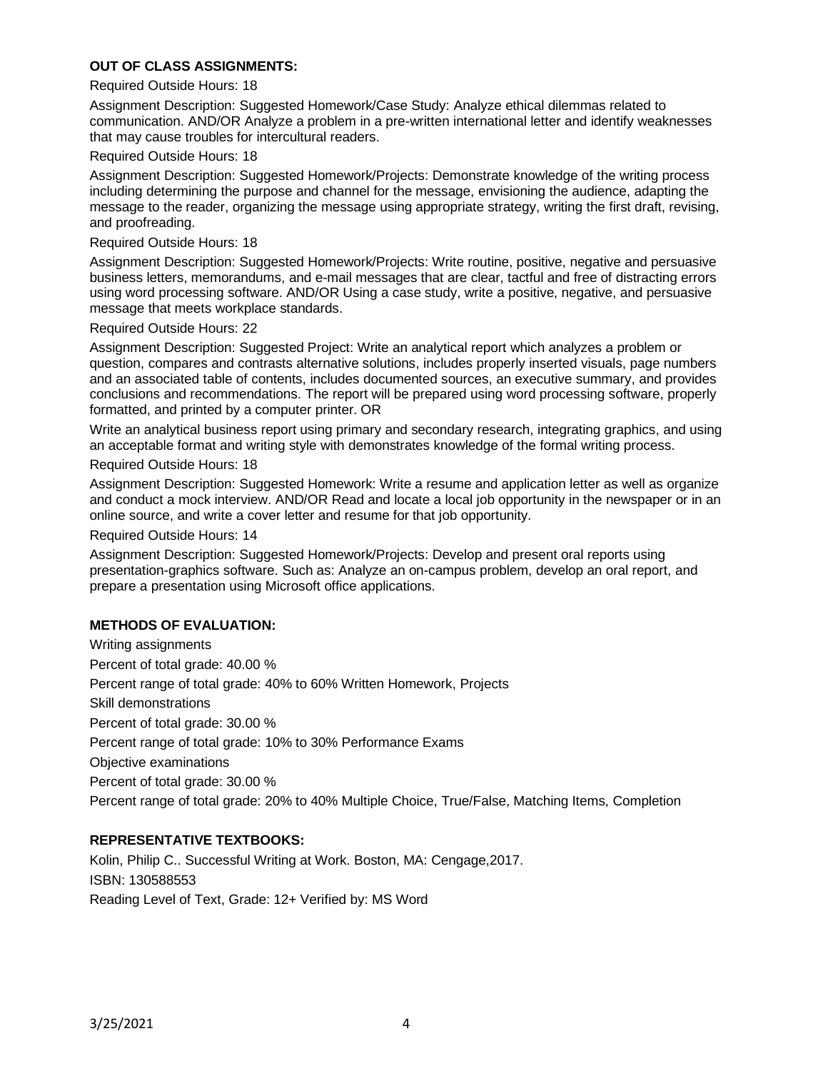**OUT OF CLASS ASSIGNMENTS:**

Required Outside Hours: 18

Assignment Description: Suggested Homework/Case Study: Analyze ethical dilemmas related to communication. AND/OR Analyze a problem in a pre-written international letter and identify weaknesses that may cause troubles for intercultural readers.

Required Outside Hours: 18

Assignment Description: Suggested Homework/Projects: Demonstrate knowledge of the writing process including determining the purpose and channel for the message, envisioning the audience, adapting the message to the reader, organizing the message using appropriate strategy, writing the first draft, revising, and proofreading.

Required Outside Hours: 18

Assignment Description: Suggested Homework/Projects: Write routine, positive, negative and persuasive business letters, memorandums, and e-mail messages that are clear, tactful and free of distracting errors using word processing software. AND/OR Using a case study, write a positive, negative, and persuasive message that meets workplace standards.

Required Outside Hours: 22

Assignment Description: Suggested Project: Write an analytical report which analyzes a problem or question, compares and contrasts alternative solutions, includes properly inserted visuals, page numbers and an associated table of contents, includes documented sources, an executive summary, and provides conclusions and recommendations. The report will be prepared using word processing software, properly formatted, and printed by a computer printer. OR

Write an analytical business report using primary and secondary research, integrating graphics, and using an acceptable format and writing style with demonstrates knowledge of the formal writing process.

Required Outside Hours: 18

Assignment Description: Suggested Homework: Write a resume and application letter as well as organize and conduct a mock interview. AND/OR Read and locate a local job opportunity in the newspaper or in an online source, and write a cover letter and resume for that job opportunity.

Required Outside Hours: 14

Assignment Description: Suggested Homework/Projects: Develop and present oral reports using presentation-graphics software. Such as: Analyze an on-campus problem, develop an oral report, and prepare a presentation using Microsoft office applications.

**METHODS OF EVALUATION:**

Writing assignments

Percent of total grade: 40.00 %

Percent range of total grade: 40% to 60% Written Homework, Projects

Skill demonstrations

Percent of total grade: 30.00 %

Percent range of total grade: 10% to 30% Performance Exams

Objective examinations

Percent of total grade: 30.00 %

Percent range of total grade: 20% to 40% Multiple Choice, True/False, Matching Items, Completion

**REPRESENTATIVE TEXTBOOKS:**

Kolin, Philip C.. Successful Writing at Work. Boston, MA: Cengage,2017.

ISBN: 130588553

Reading Level of Text, Grade: 12+ Verified by: MS Word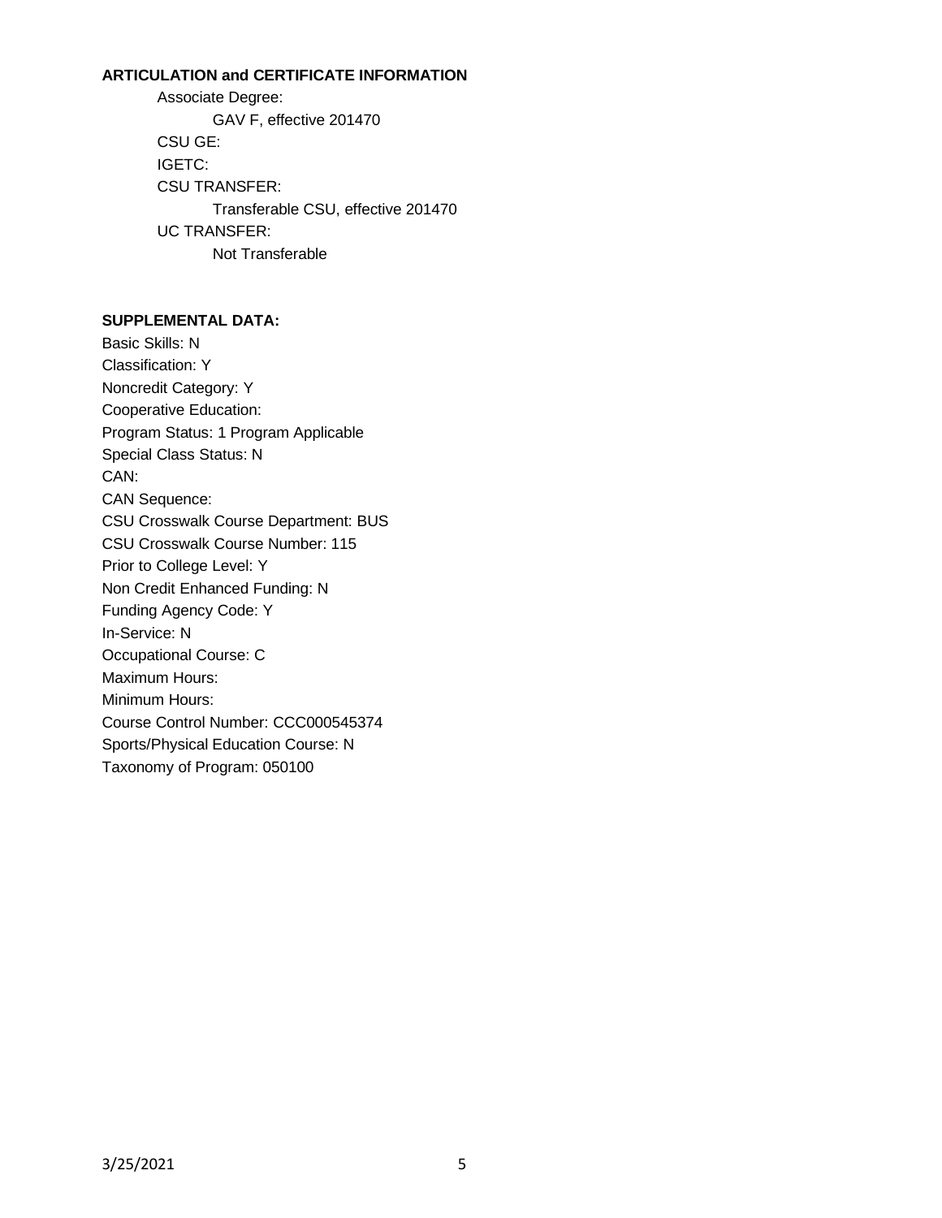**ARTICULATION and CERTIFICATE INFORMATION**

Associate Degree:

GAV F, effective 201470

CSU GE:

IGETC:

CSU TRANSFER:

Transferable CSU, effective 201470

UC TRANSFER:

Not Transferable

**SUPPLEMENTAL DATA:**

Basic Skills: N
Classification: Y
Noncredit Category: Y
Cooperative Education:
Program Status: 1 Program Applicable
Special Class Status: N
CAN:
CAN Sequence:
CSU Crosswalk Course Department: BUS
CSU Crosswalk Course Number: 115
Prior to College Level: Y
Non Credit Enhanced Funding: N
Funding Agency Code: Y
In-Service: N
Occupational Course: C
Maximum Hours:
Minimum Hours:
Course Control Number: CCC000545374
Sports/Physical Education Course: N
Taxonomy of Program: 050100